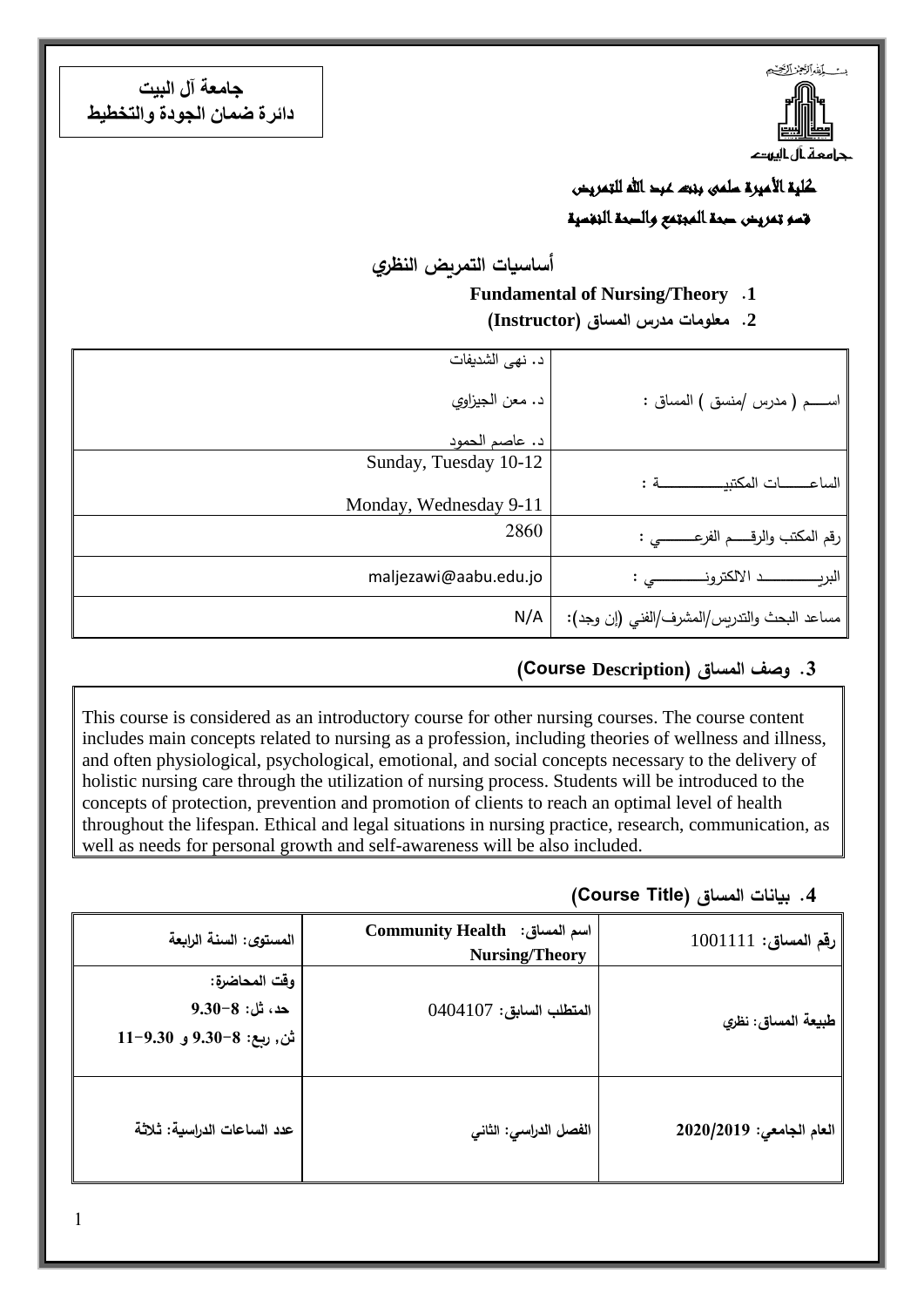**جامعة آل البيت**
**دائرة ضمان الجودة والتخطيط**

بسم الله الرحمن الرحيم

جامعة آل البيت

**كلية الأميرة سلمى بنت عبد الله للتمريض**

**قسم تمريض صحة المجتمع والصحة النفسية**

## أساسيات التمريض النظري

**1. Fundamental of Nursing/Theory**

**2. معلومات مدرس المساق (Instructor)**

| | |
|---|---|
| اســـم ( مدرس /منسق ) المساق : | د. نهى الشديفات<br>د. معن الجيزاوي<br>د. عاصم الحمود |
| الساعـــــات المكتبيـــــــــــة : | Sunday, Tuesday 10-12<br>Monday, Wednesday 9-11 |
| رقم المكتب والرقــــم الفرعــــــي : | 2860 |
| البريـــــــــــد الالكترونـــــــــي : | maljezawi@aabu.edu.jo |
| مساعد البحث والتدريس/المشرف/الفني (إن وجد): | N/A |

**3. وصف المساق (Course Description)**

This course is considered as an introductory course for other nursing courses. The course content includes main concepts related to nursing as a profession, including theories of wellness and illness, and often physiological, psychological, emotional, and social concepts necessary to the delivery of holistic nursing care through the utilization of nursing process. Students will be introduced to the concepts of protection, prevention and promotion of clients to reach an optimal level of health throughout the lifespan. Ethical and legal situations in nursing practice, research, communication, as well as needs for personal growth and self-awareness will be also included.

**4. بيانات المساق (Course Title)**

| | | |
|---|---|---|
| **رقم المساق:** 1001111 | **اسم المساق: Community Health Nursing/Theory** | **المستوى: السنة الرابعة** |
| **طبيعة المساق: نظري** | **المتطلب السابق:** 0404107 | **وقت المحاضرة:**<br>**حد، ث: 8-9.30**<br>**ن، ربع: 8-9.30 و 9.30-11** |
| **العام الجامعي: 2020/2019** | **الفصل الدراسي: الثاني** | **عدد الساعات الدراسية: ثلاثة** |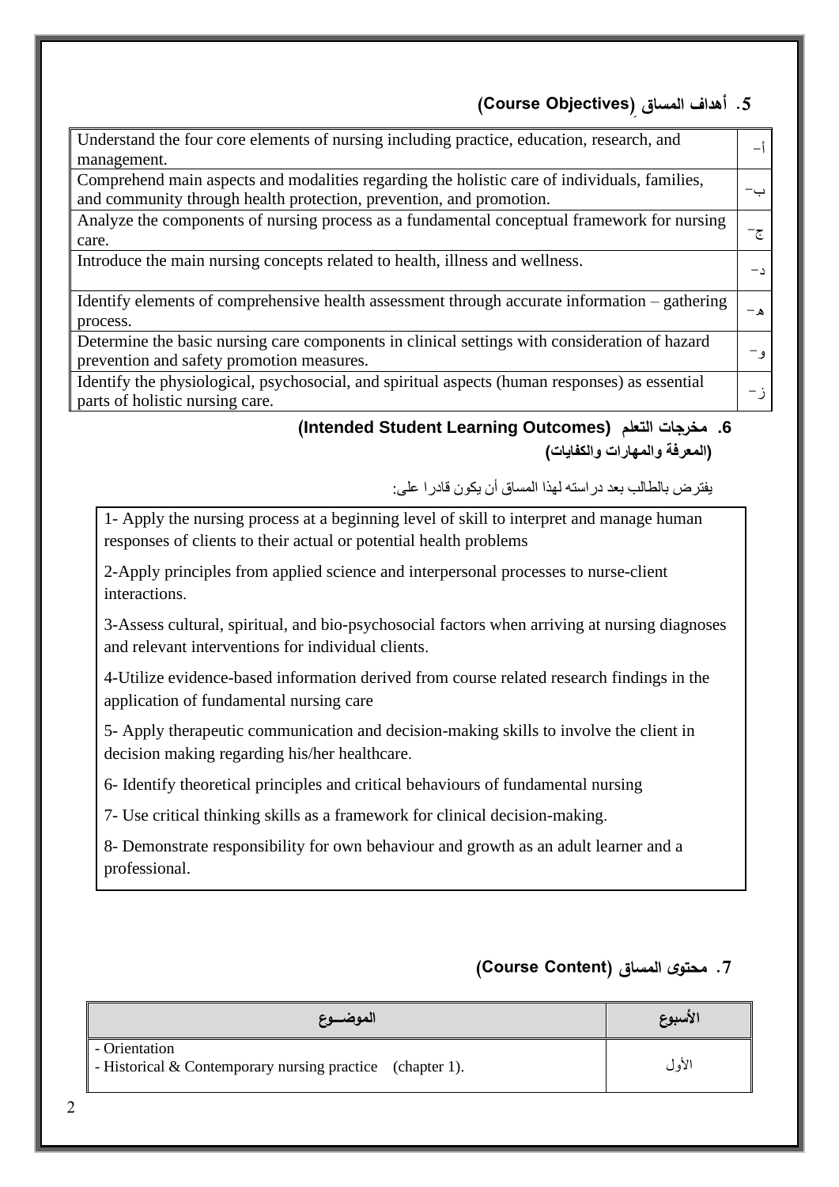## 5. أهداف المساق (Course Objectives)

| | |
|---|---|
| أ- | Understand the four core elements of nursing including practice, education, research, and management. |
| ب- | Comprehend main aspects and modalities regarding the holistic care of individuals, families, and community through health protection, prevention, and promotion. |
| ج- | Analyze the components of nursing process as a fundamental conceptual framework for nursing care. |
| د- | Introduce the main nursing concepts related to health, illness and wellness. |
| هـ- | Identify elements of comprehensive health assessment through accurate information – gathering process. |
| و- | Determine the basic nursing care components in clinical settings with consideration of hazard prevention and safety promotion measures. |
| ز- | Identify the physiological, psychosocial, and spiritual aspects (human responses) as essential parts of holistic nursing care. |

## 6. مخرجات التعلم (Intended Student Learning Outcomes)
### (المعرفة والمهارات والكفايات)

يفترض بالطالب بعد دراسته لهذا المساق أن يكون قادرا على:

1- Apply the nursing process at a beginning level of skill to interpret and manage human responses of clients to their actual or potential health problems

2-Apply principles from applied science and interpersonal processes to nurse-client interactions.

3-Assess cultural, spiritual, and bio-psychosocial factors when arriving at nursing diagnoses and relevant interventions for individual clients.

4-Utilize evidence-based information derived from course related research findings in the application of fundamental nursing care

5- Apply therapeutic communication and decision-making skills to involve the client in decision making regarding his/her healthcare.

6- Identify theoretical principles and critical behaviours of fundamental nursing

7- Use critical thinking skills as a framework for clinical decision-making.

8- Demonstrate responsibility for own behaviour and growth as an adult learner and a professional.

## 7. محتوى المساق (Course Content)

| الأسبوع | الموضـــوع |
|---|---|
| الأول | - Orientation<br>- Historical & Contemporary nursing practice (chapter 1). |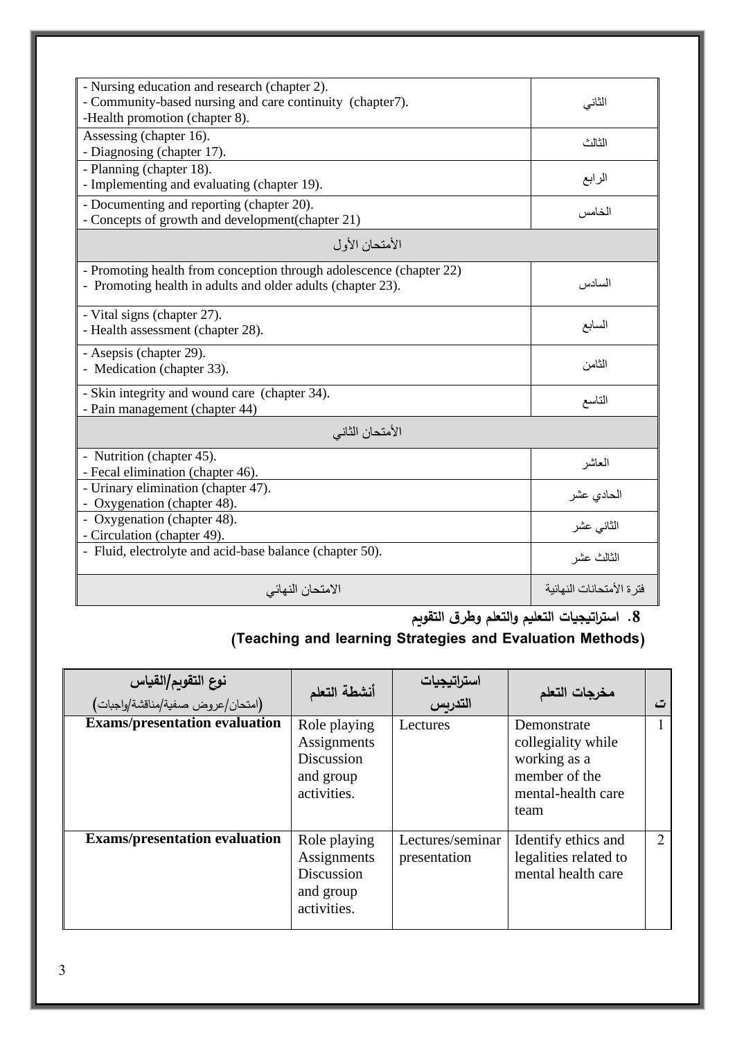| | |
|---|---|
| - Nursing education and research (chapter 2).<br>- Community-based nursing and care continuity (chapter7).<br>-Health promotion (chapter 8). | الثاني |
| Assessing (chapter 16).<br>- Diagnosing (chapter 17). | الثالث |
| - Planning (chapter 18).<br>- Implementing and evaluating (chapter 19). | الرابع |
| - Documenting and reporting (chapter 20).<br>- Concepts of growth and development(chapter 21) | الخامس |
| الأمتحان الأول | |
| - Promoting health from conception through adolescence (chapter 22)<br>- Promoting health in adults and older adults (chapter 23). | السادس |
| - Vital signs (chapter 27).<br>- Health assessment (chapter 28). | السابع |
| - Asepsis (chapter 29).<br>- Medication (chapter 33). | الثامن |
| - Skin integrity and wound care (chapter 34).<br>- Pain management (chapter 44) | التاسع |
| الأمتحان الثاني | |
| - Nutrition (chapter 45).<br>- Fecal elimination (chapter 46). | العاشر |
| - Urinary elimination (chapter 47).<br>- Oxygenation (chapter 48). | الحادي عشر |
| - Oxygenation (chapter 48).<br>- Circulation (chapter 49). | الثاني عشر |
| - Fluid, electrolyte and acid-base balance (chapter 50). | الثالث عشر |
| الامتحان النهائي | فترة الأمتحانات النهائية |

## 8. استراتيجيات التعليم والتعلم وطرق التقويم

## (Teaching and learning Strategies and Evaluation Methods)

| نوع التقويم/القياس<br>(امتحان/عروض صفية/مناقشة/واجبات) | أنشطة التعلم | استراتيجيات التدريس | مخرجات التعلم | ت |
|---|---|---|---|---|
| **Exams/presentation evaluation** | Role playing Assignments Discussion and group activities. | Lectures | Demonstrate collegiality while working as a member of the mental-health care team | 1 |
| **Exams/presentation evaluation** | Role playing Assignments Discussion and group activities. | Lectures/seminar presentation | Identify ethics and legalities related to mental health care | 2 |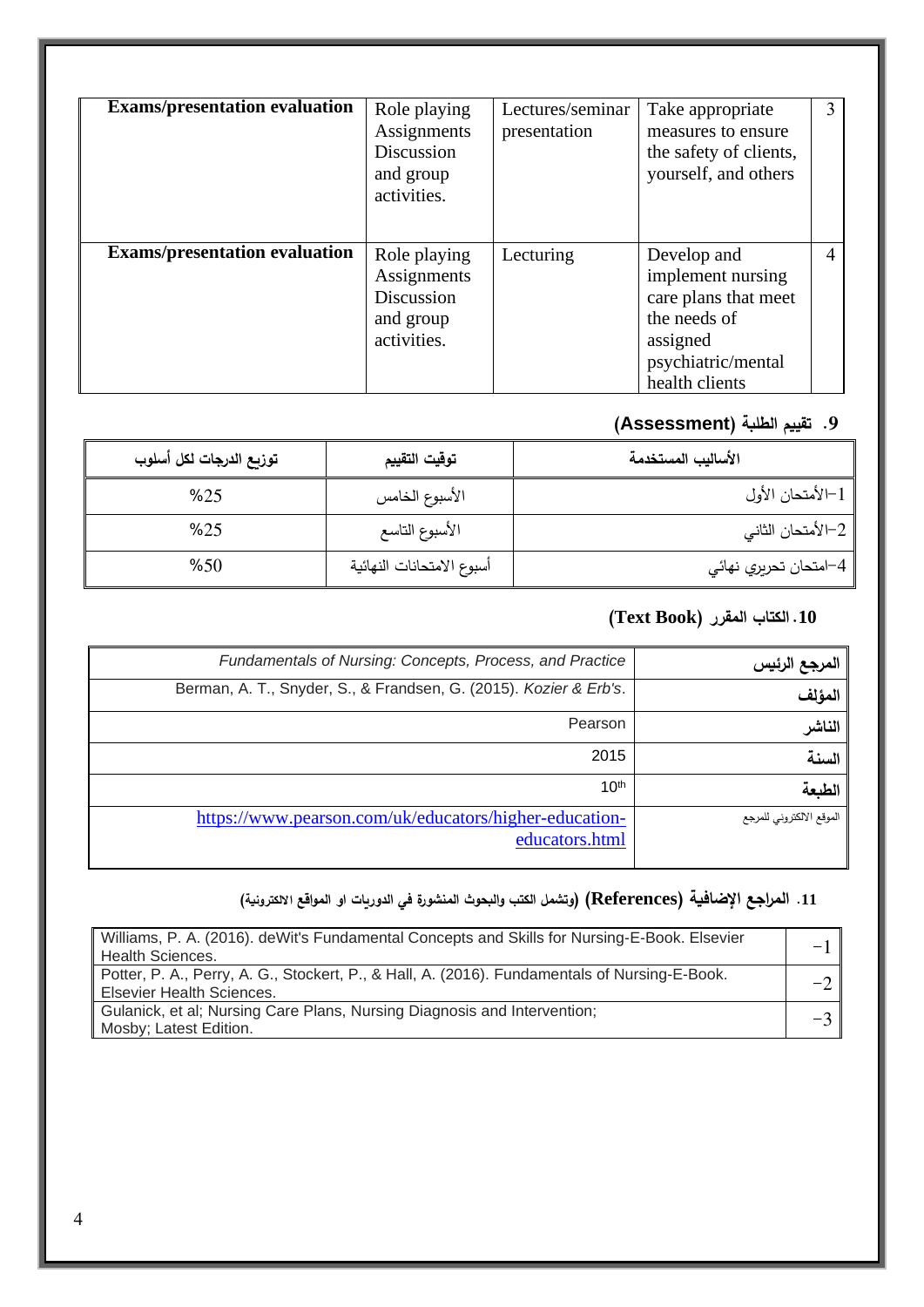| | | | | |
|---|---|---|---|---|
| **Exams/presentation evaluation** | Role playing Assignments Discussion and group activities. | Lectures/seminar presentation | Take appropriate measures to ensure the safety of clients, yourself, and others | 3 |
| **Exams/presentation evaluation** | Role playing Assignments Discussion and group activities. | Lecturing | Develop and implement nursing care plans that meet the needs of assigned psychiatric/mental health clients | 4 |

## 9. تقييم الطلبة (Assessment)

| توزيع الدرجات لكل أسلوب | توقيت التقييم | الأساليب المستخدمة |
|---|---|---|
| %25 | الأسبوع الخامس | 1-الأمتحان الأول |
| %25 | الأسبوع التاسع | 2-الأمتحان الثاني |
| %50 | أسبوع الامتحانات النهائية | 4-امتحان تحريري نهائي |

## 10. الكتاب المقرر (Text Book)

| | |
|---|---|
| *Fundamentals of Nursing: Concepts, Process, and Practice* | **المرجع الرئيس** |
| Berman, A. T., Snyder, S., & Frandsen, G. (2015). *Kozier & Erb's*. | **المؤلف** |
| Pearson | **الناشر** |
| 2015 | **السنة** |
| 10th | **الطبعة** |
| https://www.pearson.com/uk/educators/higher-education-educators.html | الموقع الالكتروني للمرجع |

## 11. المراجع الإضافية (References) (وتشمل الكتب والبحوث المنشورة في الدوريات او المواقع الالكترونية)

| | |
|---|---|
| Williams, P. A. (2016). deWit's Fundamental Concepts and Skills for Nursing-E-Book. Elsevier Health Sciences. | -1 |
| Potter, P. A., Perry, A. G., Stockert, P., & Hall, A. (2016). Fundamentals of Nursing-E-Book. Elsevier Health Sciences. | -2 |
| Gulanick, et al; Nursing Care Plans, Nursing Diagnosis and Intervention; Mosby; Latest Edition. | -3 |